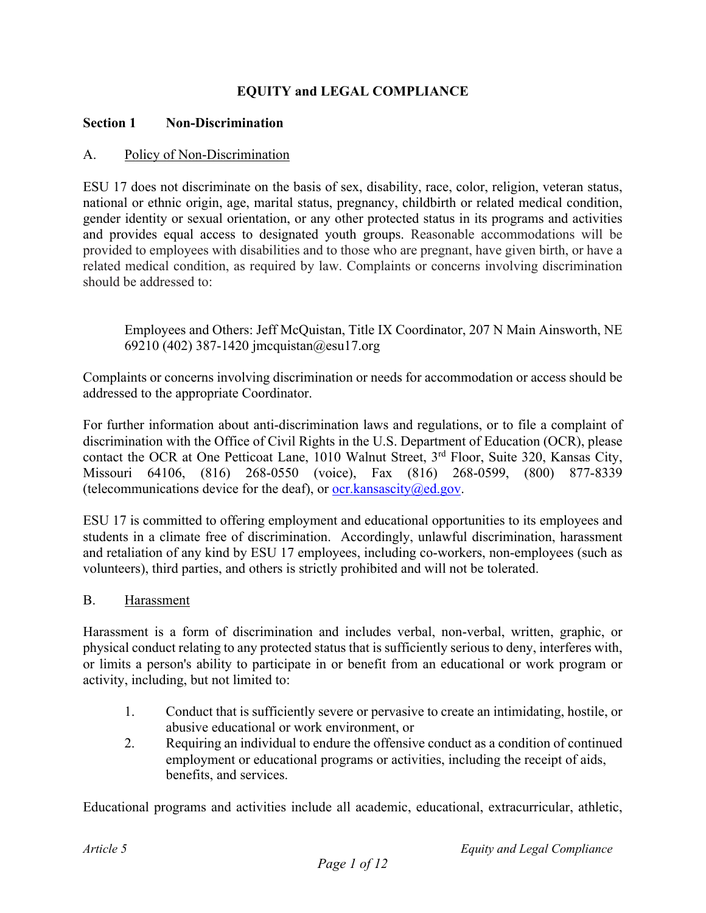# EQUITY and LEGAL COMPLIANCE

## Section 1 Non-Discrimination

### A. Policy of Non-Discrimination

ESU 17 does not discriminate on the basis of sex, disability, race, color, religion, veteran status, national or ethnic origin, age, marital status, pregnancy, childbirth or related medical condition, gender identity or sexual orientation, or any other protected status in its programs and activities and provides equal access to designated youth groups. Reasonable accommodations will be provided to employees with disabilities and to those who are pregnant, have given birth, or have a related medical condition, as required by law. Complaints or concerns involving discrimination should be addressed to:

> Employees and Others: Jeff McQuistan, Title IX Coordinator, 207 N Main Ainsworth, NE 69210 (402) 387-1420 jmcquistan@esu17.org

Complaints or concerns involving discrimination or needs for accommodation or access should be addressed to the appropriate Coordinator.

For further information about anti-discrimination laws and regulations, or to file a complaint of discrimination with the Office of Civil Rights in the U.S. Department of Education (OCR), please contact the OCR at One Petticoat Lane, 1010 Walnut Street, 3rd Floor, Suite 320, Kansas City, Missouri 64106, (816) 268-0550 (voice), Fax (816) 268-0599, (800) 877-8339 (telecommunications device for the deaf), or ocr.kansascity@ed.gov.

ESU 17 is committed to offering employment and educational opportunities to its employees and students in a climate free of discrimination. Accordingly, unlawful discrimination, harassment and retaliation of any kind by ESU 17 employees, including co-workers, non-employees (such as volunteers), third parties, and others is strictly prohibited and will not be tolerated.

### B. Harassment

Harassment is a form of discrimination and includes verbal, non-verbal, written, graphic, or physical conduct relating to any protected status that is sufficiently serious to deny, interferes with, or limits a person's ability to participate in or benefit from an educational or work program or activity, including, but not limited to:

1. Conduct that is sufficiently severe or pervasive to create an intimidating, hostile, or abusive educational or work environment, or
2. Requiring an individual to endure the offensive conduct as a condition of continued employment or educational programs or activities, including the receipt of aids, benefits, and services.

Educational programs and activities include all academic, educational, extracurricular, athletic,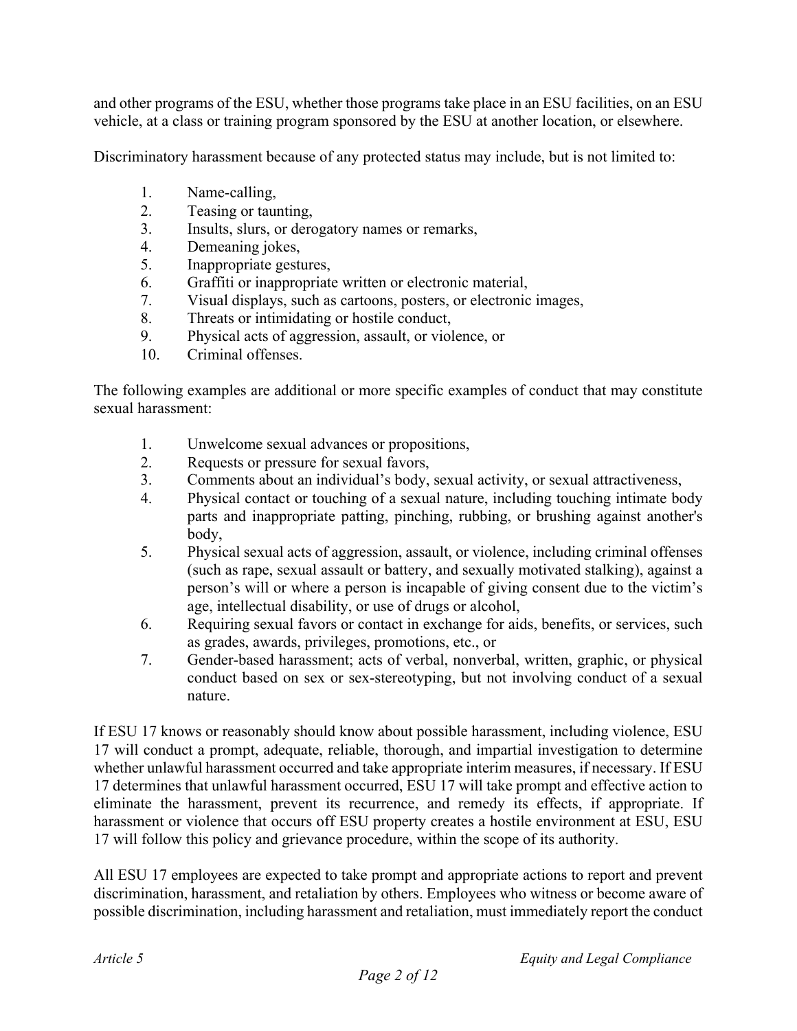and other programs of the ESU, whether those programs take place in an ESU facilities, on an ESU vehicle, at a class or training program sponsored by the ESU at another location, or elsewhere.

Discriminatory harassment because of any protected status may include, but is not limited to:

1. Name-calling,
2. Teasing or taunting,
3. Insults, slurs, or derogatory names or remarks,
4. Demeaning jokes,
5. Inappropriate gestures,
6. Graffiti or inappropriate written or electronic material,
7. Visual displays, such as cartoons, posters, or electronic images,
8. Threats or intimidating or hostile conduct,
9. Physical acts of aggression, assault, or violence, or
10. Criminal offenses.

The following examples are additional or more specific examples of conduct that may constitute sexual harassment:

1. Unwelcome sexual advances or propositions,
2. Requests or pressure for sexual favors,
3. Comments about an individual's body, sexual activity, or sexual attractiveness,
4. Physical contact or touching of a sexual nature, including touching intimate body parts and inappropriate patting, pinching, rubbing, or brushing against another's body,
5. Physical sexual acts of aggression, assault, or violence, including criminal offenses (such as rape, sexual assault or battery, and sexually motivated stalking), against a person's will or where a person is incapable of giving consent due to the victim's age, intellectual disability, or use of drugs or alcohol,
6. Requiring sexual favors or contact in exchange for aids, benefits, or services, such as grades, awards, privileges, promotions, etc., or
7. Gender-based harassment; acts of verbal, nonverbal, written, graphic, or physical conduct based on sex or sex-stereotyping, but not involving conduct of a sexual nature.

If ESU 17 knows or reasonably should know about possible harassment, including violence, ESU 17 will conduct a prompt, adequate, reliable, thorough, and impartial investigation to determine whether unlawful harassment occurred and take appropriate interim measures, if necessary. If ESU 17 determines that unlawful harassment occurred, ESU 17 will take prompt and effective action to eliminate the harassment, prevent its recurrence, and remedy its effects, if appropriate. If harassment or violence that occurs off ESU property creates a hostile environment at ESU, ESU 17 will follow this policy and grievance procedure, within the scope of its authority.

All ESU 17 employees are expected to take prompt and appropriate actions to report and prevent discrimination, harassment, and retaliation by others. Employees who witness or become aware of possible discrimination, including harassment and retaliation, must immediately report the conduct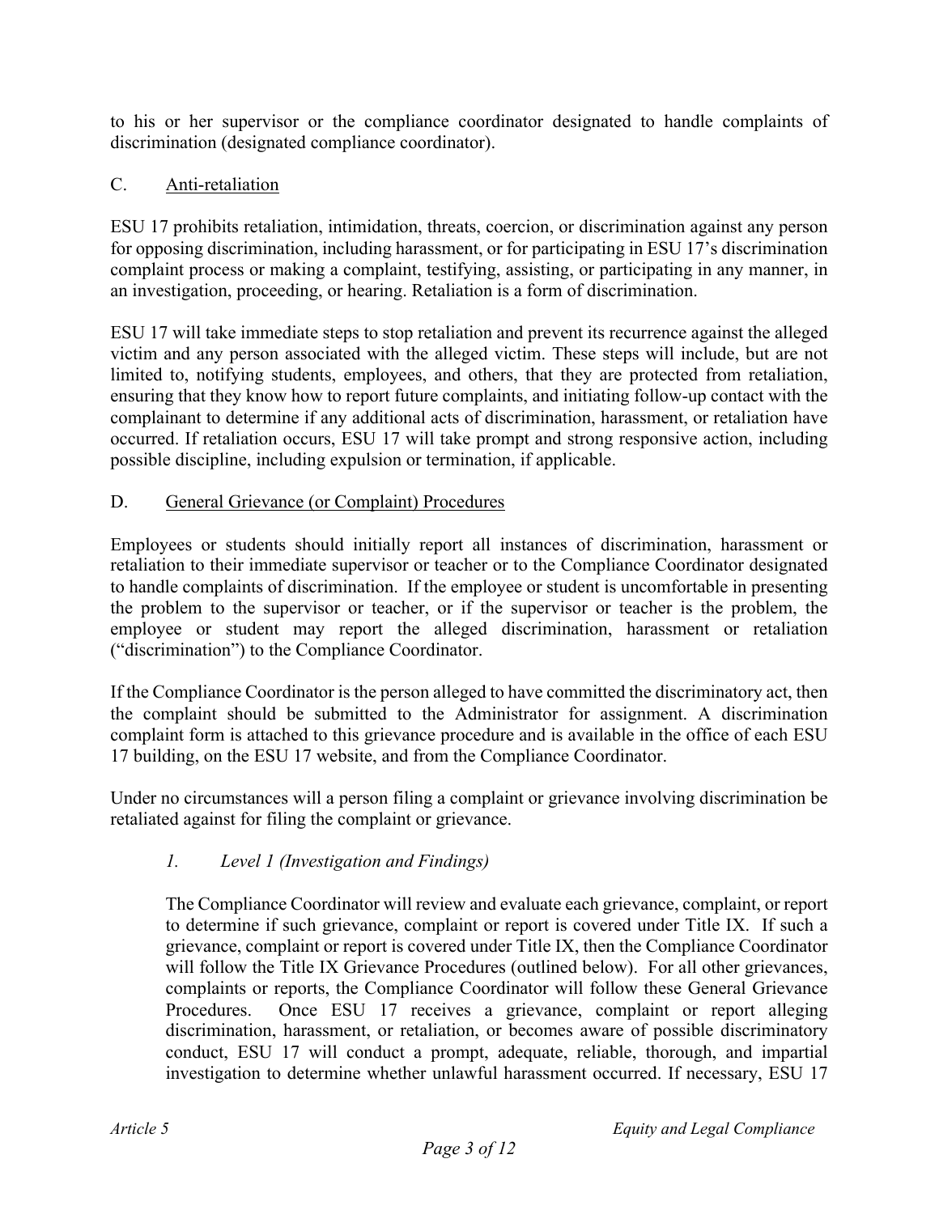to his or her supervisor or the compliance coordinator designated to handle complaints of discrimination (designated compliance coordinator).

## C. Anti-retaliation

ESU 17 prohibits retaliation, intimidation, threats, coercion, or discrimination against any person for opposing discrimination, including harassment, or for participating in ESU 17's discrimination complaint process or making a complaint, testifying, assisting, or participating in any manner, in an investigation, proceeding, or hearing. Retaliation is a form of discrimination.

ESU 17 will take immediate steps to stop retaliation and prevent its recurrence against the alleged victim and any person associated with the alleged victim. These steps will include, but are not limited to, notifying students, employees, and others, that they are protected from retaliation, ensuring that they know how to report future complaints, and initiating follow-up contact with the complainant to determine if any additional acts of discrimination, harassment, or retaliation have occurred. If retaliation occurs, ESU 17 will take prompt and strong responsive action, including possible discipline, including expulsion or termination, if applicable.

## D. General Grievance (or Complaint) Procedures

Employees or students should initially report all instances of discrimination, harassment or retaliation to their immediate supervisor or teacher or to the Compliance Coordinator designated to handle complaints of discrimination. If the employee or student is uncomfortable in presenting the problem to the supervisor or teacher, or if the supervisor or teacher is the problem, the employee or student may report the alleged discrimination, harassment or retaliation ("discrimination") to the Compliance Coordinator.

If the Compliance Coordinator is the person alleged to have committed the discriminatory act, then the complaint should be submitted to the Administrator for assignment. A discrimination complaint form is attached to this grievance procedure and is available in the office of each ESU 17 building, on the ESU 17 website, and from the Compliance Coordinator.

Under no circumstances will a person filing a complaint or grievance involving discrimination be retaliated against for filing the complaint or grievance.

### *1. Level 1 (Investigation and Findings)*

The Compliance Coordinator will review and evaluate each grievance, complaint, or report to determine if such grievance, complaint or report is covered under Title IX. If such a grievance, complaint or report is covered under Title IX, then the Compliance Coordinator will follow the Title IX Grievance Procedures (outlined below). For all other grievances, complaints or reports, the Compliance Coordinator will follow these General Grievance Procedures. Once ESU 17 receives a grievance, complaint or report alleging discrimination, harassment, or retaliation, or becomes aware of possible discriminatory conduct, ESU 17 will conduct a prompt, adequate, reliable, thorough, and impartial investigation to determine whether unlawful harassment occurred. If necessary, ESU 17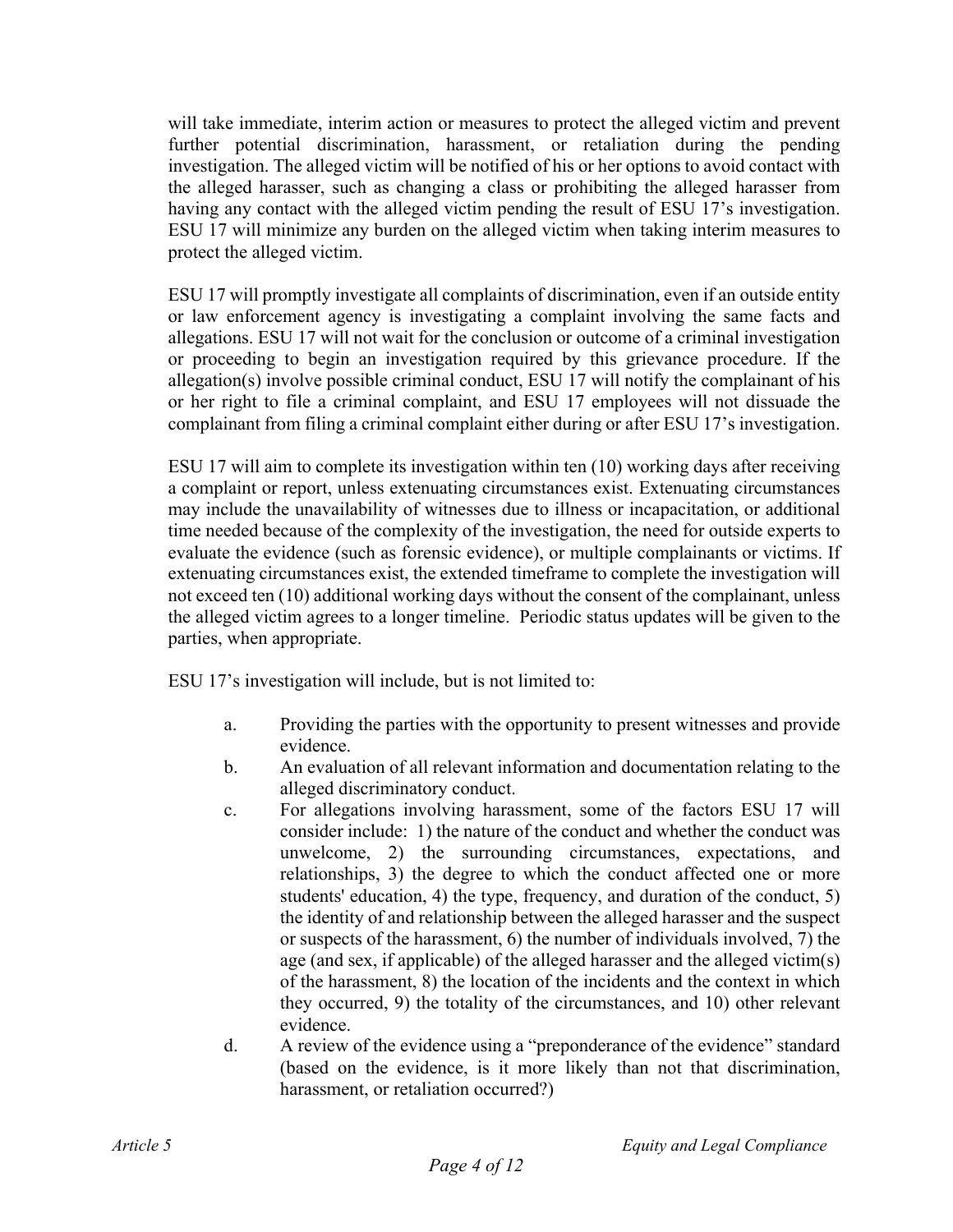will take immediate, interim action or measures to protect the alleged victim and prevent further potential discrimination, harassment, or retaliation during the pending investigation. The alleged victim will be notified of his or her options to avoid contact with the alleged harasser, such as changing a class or prohibiting the alleged harasser from having any contact with the alleged victim pending the result of ESU 17's investigation. ESU 17 will minimize any burden on the alleged victim when taking interim measures to protect the alleged victim.

ESU 17 will promptly investigate all complaints of discrimination, even if an outside entity or law enforcement agency is investigating a complaint involving the same facts and allegations. ESU 17 will not wait for the conclusion or outcome of a criminal investigation or proceeding to begin an investigation required by this grievance procedure. If the allegation(s) involve possible criminal conduct, ESU 17 will notify the complainant of his or her right to file a criminal complaint, and ESU 17 employees will not dissuade the complainant from filing a criminal complaint either during or after ESU 17's investigation.

ESU 17 will aim to complete its investigation within ten (10) working days after receiving a complaint or report, unless extenuating circumstances exist. Extenuating circumstances may include the unavailability of witnesses due to illness or incapacitation, or additional time needed because of the complexity of the investigation, the need for outside experts to evaluate the evidence (such as forensic evidence), or multiple complainants or victims. If extenuating circumstances exist, the extended timeframe to complete the investigation will not exceed ten (10) additional working days without the consent of the complainant, unless the alleged victim agrees to a longer timeline. Periodic status updates will be given to the parties, when appropriate.

ESU 17's investigation will include, but is not limited to:

a. Providing the parties with the opportunity to present witnesses and provide evidence.

b. An evaluation of all relevant information and documentation relating to the alleged discriminatory conduct.

c. For allegations involving harassment, some of the factors ESU 17 will consider include: 1) the nature of the conduct and whether the conduct was unwelcome, 2) the surrounding circumstances, expectations, and relationships, 3) the degree to which the conduct affected one or more students' education, 4) the type, frequency, and duration of the conduct, 5) the identity of and relationship between the alleged harasser and the suspect or suspects of the harassment, 6) the number of individuals involved, 7) the age (and sex, if applicable) of the alleged harasser and the alleged victim(s) of the harassment, 8) the location of the incidents and the context in which they occurred, 9) the totality of the circumstances, and 10) other relevant evidence.

d. A review of the evidence using a "preponderance of the evidence" standard (based on the evidence, is it more likely than not that discrimination, harassment, or retaliation occurred?)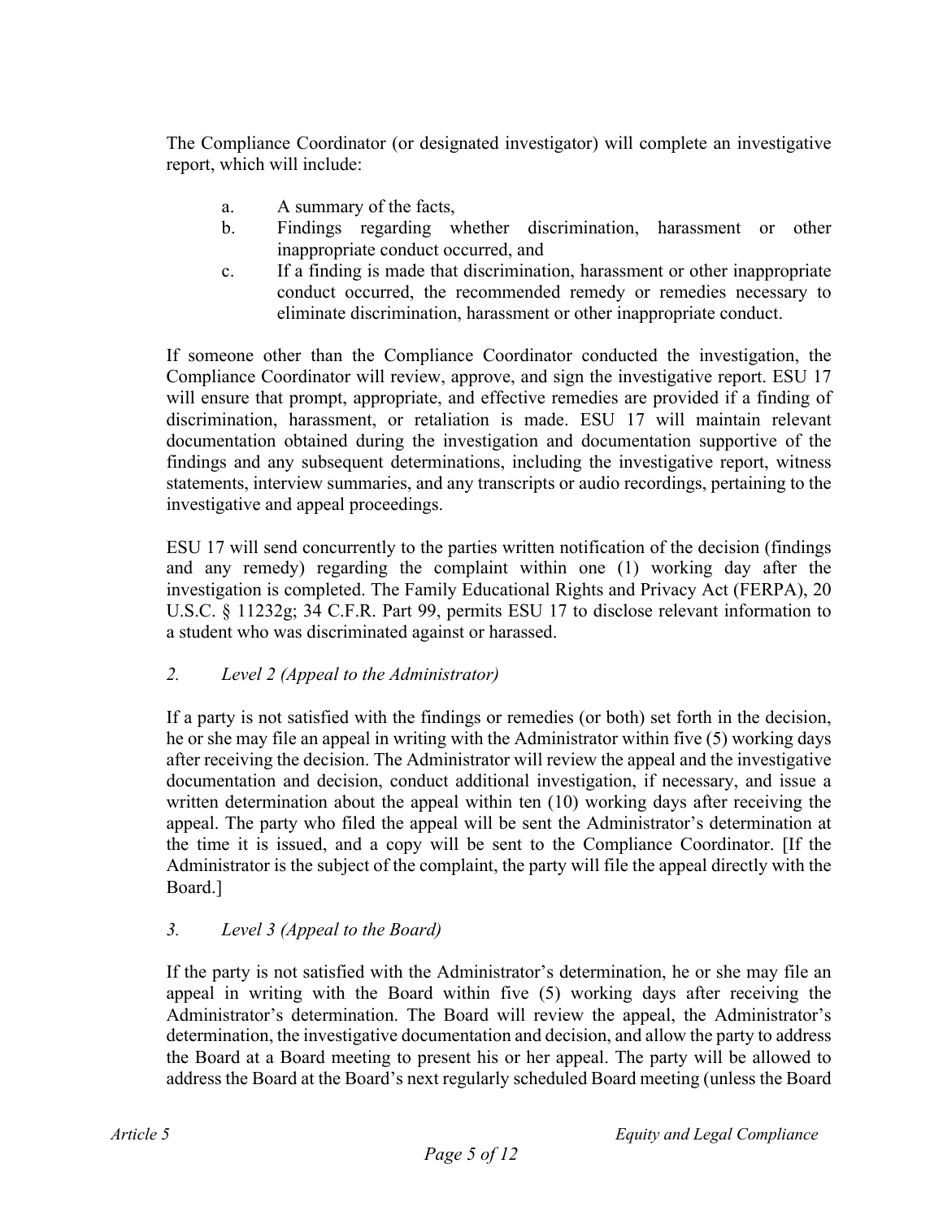The Compliance Coordinator (or designated investigator) will complete an investigative report, which will include:

a. A summary of the facts,
b. Findings regarding whether discrimination, harassment or other inappropriate conduct occurred, and
c. If a finding is made that discrimination, harassment or other inappropriate conduct occurred, the recommended remedy or remedies necessary to eliminate discrimination, harassment or other inappropriate conduct.

If someone other than the Compliance Coordinator conducted the investigation, the Compliance Coordinator will review, approve, and sign the investigative report. ESU 17 will ensure that prompt, appropriate, and effective remedies are provided if a finding of discrimination, harassment, or retaliation is made. ESU 17 will maintain relevant documentation obtained during the investigation and documentation supportive of the findings and any subsequent determinations, including the investigative report, witness statements, interview summaries, and any transcripts or audio recordings, pertaining to the investigative and appeal proceedings.

ESU 17 will send concurrently to the parties written notification of the decision (findings and any remedy) regarding the complaint within one (1) working day after the investigation is completed. The Family Educational Rights and Privacy Act (FERPA), 20 U.S.C. § 11232g; 34 C.F.R. Part 99, permits ESU 17 to disclose relevant information to a student who was discriminated against or harassed.

*2. Level 2 (Appeal to the Administrator)*

If a party is not satisfied with the findings or remedies (or both) set forth in the decision, he or she may file an appeal in writing with the Administrator within five (5) working days after receiving the decision. The Administrator will review the appeal and the investigative documentation and decision, conduct additional investigation, if necessary, and issue a written determination about the appeal within ten (10) working days after receiving the appeal. The party who filed the appeal will be sent the Administrator's determination at the time it is issued, and a copy will be sent to the Compliance Coordinator. [If the Administrator is the subject of the complaint, the party will file the appeal directly with the Board.]

*3. Level 3 (Appeal to the Board)*

If the party is not satisfied with the Administrator's determination, he or she may file an appeal in writing with the Board within five (5) working days after receiving the Administrator's determination. The Board will review the appeal, the Administrator's determination, the investigative documentation and decision, and allow the party to address the Board at a Board meeting to present his or her appeal. The party will be allowed to address the Board at the Board's next regularly scheduled Board meeting (unless the Board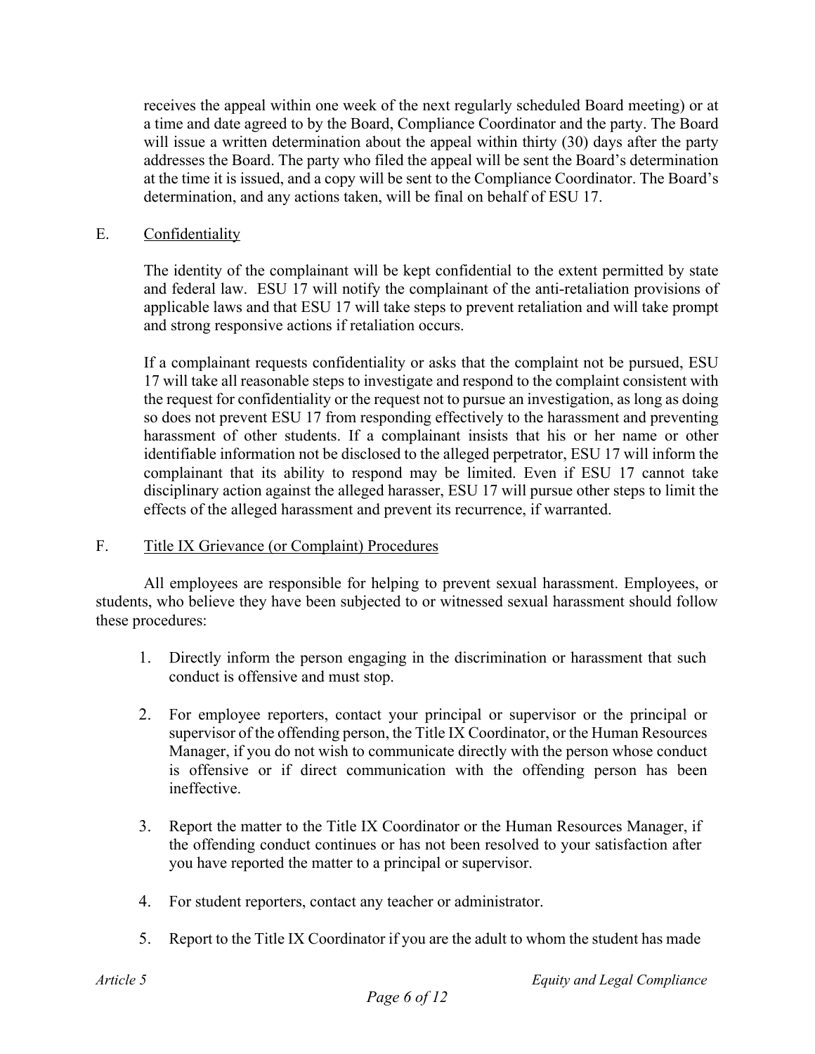receives the appeal within one week of the next regularly scheduled Board meeting) or at a time and date agreed to by the Board, Compliance Coordinator and the party. The Board will issue a written determination about the appeal within thirty (30) days after the party addresses the Board. The party who filed the appeal will be sent the Board's determination at the time it is issued, and a copy will be sent to the Compliance Coordinator. The Board's determination, and any actions taken, will be final on behalf of ESU 17.

E. Confidentiality

The identity of the complainant will be kept confidential to the extent permitted by state and federal law. ESU 17 will notify the complainant of the anti-retaliation provisions of applicable laws and that ESU 17 will take steps to prevent retaliation and will take prompt and strong responsive actions if retaliation occurs.

If a complainant requests confidentiality or asks that the complaint not be pursued, ESU 17 will take all reasonable steps to investigate and respond to the complaint consistent with the request for confidentiality or the request not to pursue an investigation, as long as doing so does not prevent ESU 17 from responding effectively to the harassment and preventing harassment of other students. If a complainant insists that his or her name or other identifiable information not be disclosed to the alleged perpetrator, ESU 17 will inform the complainant that its ability to respond may be limited. Even if ESU 17 cannot take disciplinary action against the alleged harasser, ESU 17 will pursue other steps to limit the effects of the alleged harassment and prevent its recurrence, if warranted.

F. Title IX Grievance (or Complaint) Procedures

All employees are responsible for helping to prevent sexual harassment. Employees, or students, who believe they have been subjected to or witnessed sexual harassment should follow these procedures:

1. Directly inform the person engaging in the discrimination or harassment that such conduct is offensive and must stop.

2. For employee reporters, contact your principal or supervisor or the principal or supervisor of the offending person, the Title IX Coordinator, or the Human Resources Manager, if you do not wish to communicate directly with the person whose conduct is offensive or if direct communication with the offending person has been ineffective.

3. Report the matter to the Title IX Coordinator or the Human Resources Manager, if the offending conduct continues or has not been resolved to your satisfaction after you have reported the matter to a principal or supervisor.

4. For student reporters, contact any teacher or administrator.

5. Report to the Title IX Coordinator if you are the adult to whom the student has made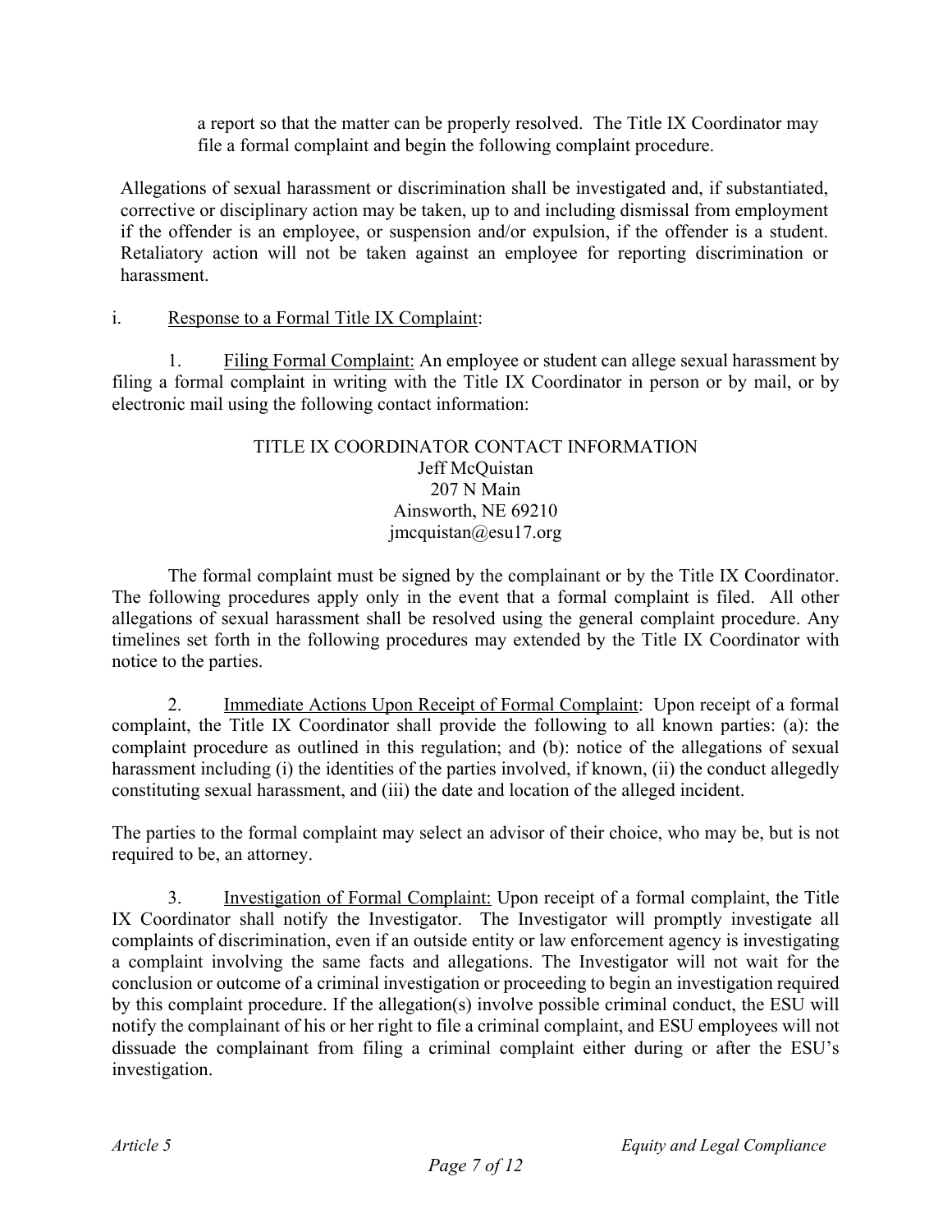a report so that the matter can be properly resolved. The Title IX Coordinator may file a formal complaint and begin the following complaint procedure.

Allegations of sexual harassment or discrimination shall be investigated and, if substantiated, corrective or disciplinary action may be taken, up to and including dismissal from employment if the offender is an employee, or suspension and/or expulsion, if the offender is a student. Retaliatory action will not be taken against an employee for reporting discrimination or harassment.

i. Response to a Formal Title IX Complaint:

1. Filing Formal Complaint: An employee or student can allege sexual harassment by filing a formal complaint in writing with the Title IX Coordinator in person or by mail, or by electronic mail using the following contact information:

TITLE IX COORDINATOR CONTACT INFORMATION
Jeff McQuistan
207 N Main
Ainsworth, NE 69210
jmcquistan@esu17.org

The formal complaint must be signed by the complainant or by the Title IX Coordinator. The following procedures apply only in the event that a formal complaint is filed. All other allegations of sexual harassment shall be resolved using the general complaint procedure. Any timelines set forth in the following procedures may extended by the Title IX Coordinator with notice to the parties.

2. Immediate Actions Upon Receipt of Formal Complaint: Upon receipt of a formal complaint, the Title IX Coordinator shall provide the following to all known parties: (a): the complaint procedure as outlined in this regulation; and (b): notice of the allegations of sexual harassment including (i) the identities of the parties involved, if known, (ii) the conduct allegedly constituting sexual harassment, and (iii) the date and location of the alleged incident.

The parties to the formal complaint may select an advisor of their choice, who may be, but is not required to be, an attorney.

3. Investigation of Formal Complaint: Upon receipt of a formal complaint, the Title IX Coordinator shall notify the Investigator. The Investigator will promptly investigate all complaints of discrimination, even if an outside entity or law enforcement agency is investigating a complaint involving the same facts and allegations. The Investigator will not wait for the conclusion or outcome of a criminal investigation or proceeding to begin an investigation required by this complaint procedure. If the allegation(s) involve possible criminal conduct, the ESU will notify the complainant of his or her right to file a criminal complaint, and ESU employees will not dissuade the complainant from filing a criminal complaint either during or after the ESU's investigation.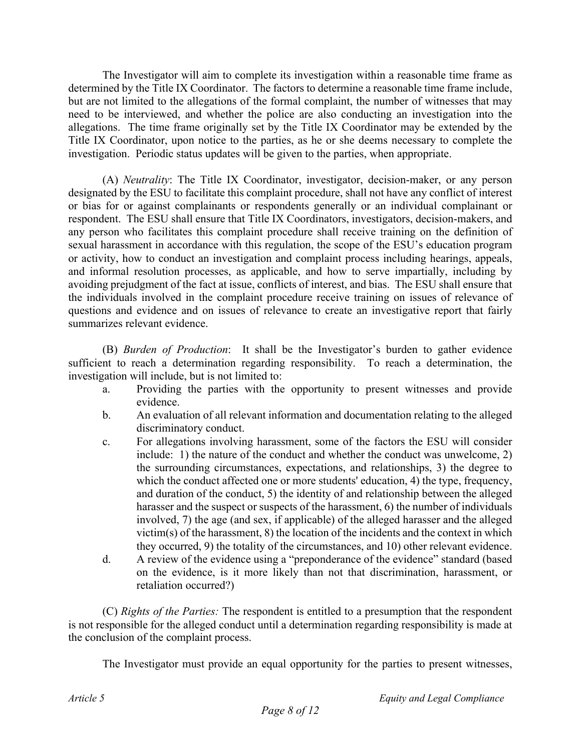The Investigator will aim to complete its investigation within a reasonable time frame as determined by the Title IX Coordinator. The factors to determine a reasonable time frame include, but are not limited to the allegations of the formal complaint, the number of witnesses that may need to be interviewed, and whether the police are also conducting an investigation into the allegations. The time frame originally set by the Title IX Coordinator may be extended by the Title IX Coordinator, upon notice to the parties, as he or she deems necessary to complete the investigation. Periodic status updates will be given to the parties, when appropriate.

(A) *Neutrality*: The Title IX Coordinator, investigator, decision-maker, or any person designated by the ESU to facilitate this complaint procedure, shall not have any conflict of interest or bias for or against complainants or respondents generally or an individual complainant or respondent. The ESU shall ensure that Title IX Coordinators, investigators, decision-makers, and any person who facilitates this complaint procedure shall receive training on the definition of sexual harassment in accordance with this regulation, the scope of the ESU's education program or activity, how to conduct an investigation and complaint process including hearings, appeals, and informal resolution processes, as applicable, and how to serve impartially, including by avoiding prejudgment of the fact at issue, conflicts of interest, and bias. The ESU shall ensure that the individuals involved in the complaint procedure receive training on issues of relevance of questions and evidence and on issues of relevance to create an investigative report that fairly summarizes relevant evidence.

(B) *Burden of Production*: It shall be the Investigator's burden to gather evidence sufficient to reach a determination regarding responsibility. To reach a determination, the investigation will include, but is not limited to:

a. Providing the parties with the opportunity to present witnesses and provide evidence.
b. An evaluation of all relevant information and documentation relating to the alleged discriminatory conduct.
c. For allegations involving harassment, some of the factors the ESU will consider include: 1) the nature of the conduct and whether the conduct was unwelcome, 2) the surrounding circumstances, expectations, and relationships, 3) the degree to which the conduct affected one or more students' education, 4) the type, frequency, and duration of the conduct, 5) the identity of and relationship between the alleged harasser and the suspect or suspects of the harassment, 6) the number of individuals involved, 7) the age (and sex, if applicable) of the alleged harasser and the alleged victim(s) of the harassment, 8) the location of the incidents and the context in which they occurred, 9) the totality of the circumstances, and 10) other relevant evidence.
d. A review of the evidence using a "preponderance of the evidence" standard (based on the evidence, is it more likely than not that discrimination, harassment, or retaliation occurred?)

(C) *Rights of the Parties:* The respondent is entitled to a presumption that the respondent is not responsible for the alleged conduct until a determination regarding responsibility is made at the conclusion of the complaint process.

The Investigator must provide an equal opportunity for the parties to present witnesses,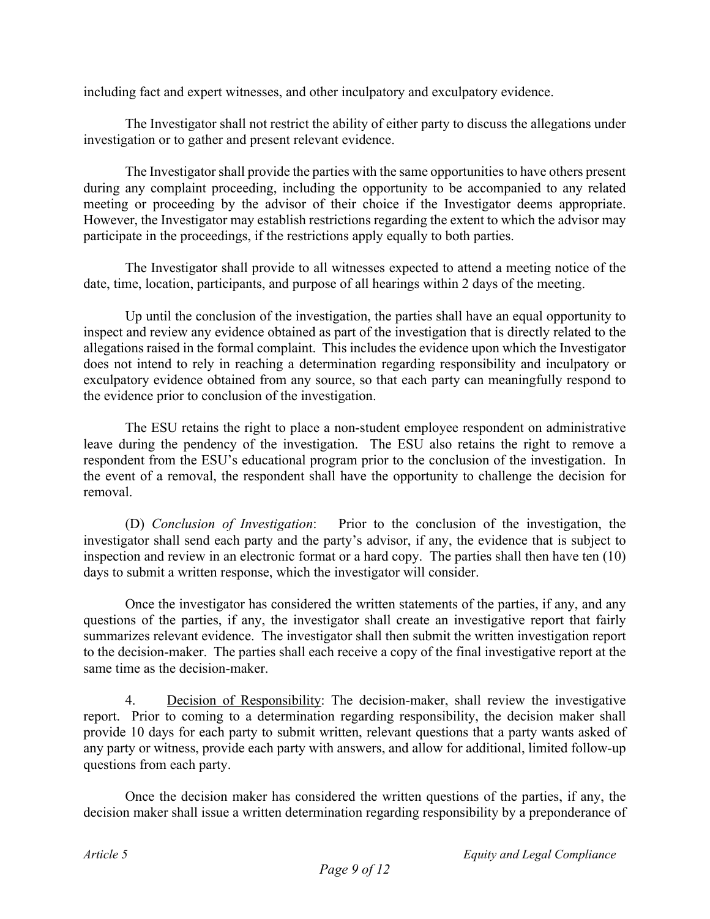including fact and expert witnesses, and other inculpatory and exculpatory evidence.

The Investigator shall not restrict the ability of either party to discuss the allegations under investigation or to gather and present relevant evidence.

The Investigator shall provide the parties with the same opportunities to have others present during any complaint proceeding, including the opportunity to be accompanied to any related meeting or proceeding by the advisor of their choice if the Investigator deems appropriate. However, the Investigator may establish restrictions regarding the extent to which the advisor may participate in the proceedings, if the restrictions apply equally to both parties.

The Investigator shall provide to all witnesses expected to attend a meeting notice of the date, time, location, participants, and purpose of all hearings within 2 days of the meeting.

Up until the conclusion of the investigation, the parties shall have an equal opportunity to inspect and review any evidence obtained as part of the investigation that is directly related to the allegations raised in the formal complaint. This includes the evidence upon which the Investigator does not intend to rely in reaching a determination regarding responsibility and inculpatory or exculpatory evidence obtained from any source, so that each party can meaningfully respond to the evidence prior to conclusion of the investigation.

The ESU retains the right to place a non-student employee respondent on administrative leave during the pendency of the investigation. The ESU also retains the right to remove a respondent from the ESU's educational program prior to the conclusion of the investigation. In the event of a removal, the respondent shall have the opportunity to challenge the decision for removal.

(D) *Conclusion of Investigation*: Prior to the conclusion of the investigation, the investigator shall send each party and the party's advisor, if any, the evidence that is subject to inspection and review in an electronic format or a hard copy. The parties shall then have ten (10) days to submit a written response, which the investigator will consider.

Once the investigator has considered the written statements of the parties, if any, and any questions of the parties, if any, the investigator shall create an investigative report that fairly summarizes relevant evidence. The investigator shall then submit the written investigation report to the decision-maker. The parties shall each receive a copy of the final investigative report at the same time as the decision-maker.

4. <u>Decision of Responsibility</u>: The decision-maker, shall review the investigative report. Prior to coming to a determination regarding responsibility, the decision maker shall provide 10 days for each party to submit written, relevant questions that a party wants asked of any party or witness, provide each party with answers, and allow for additional, limited follow-up questions from each party.

Once the decision maker has considered the written questions of the parties, if any, the decision maker shall issue a written determination regarding responsibility by a preponderance of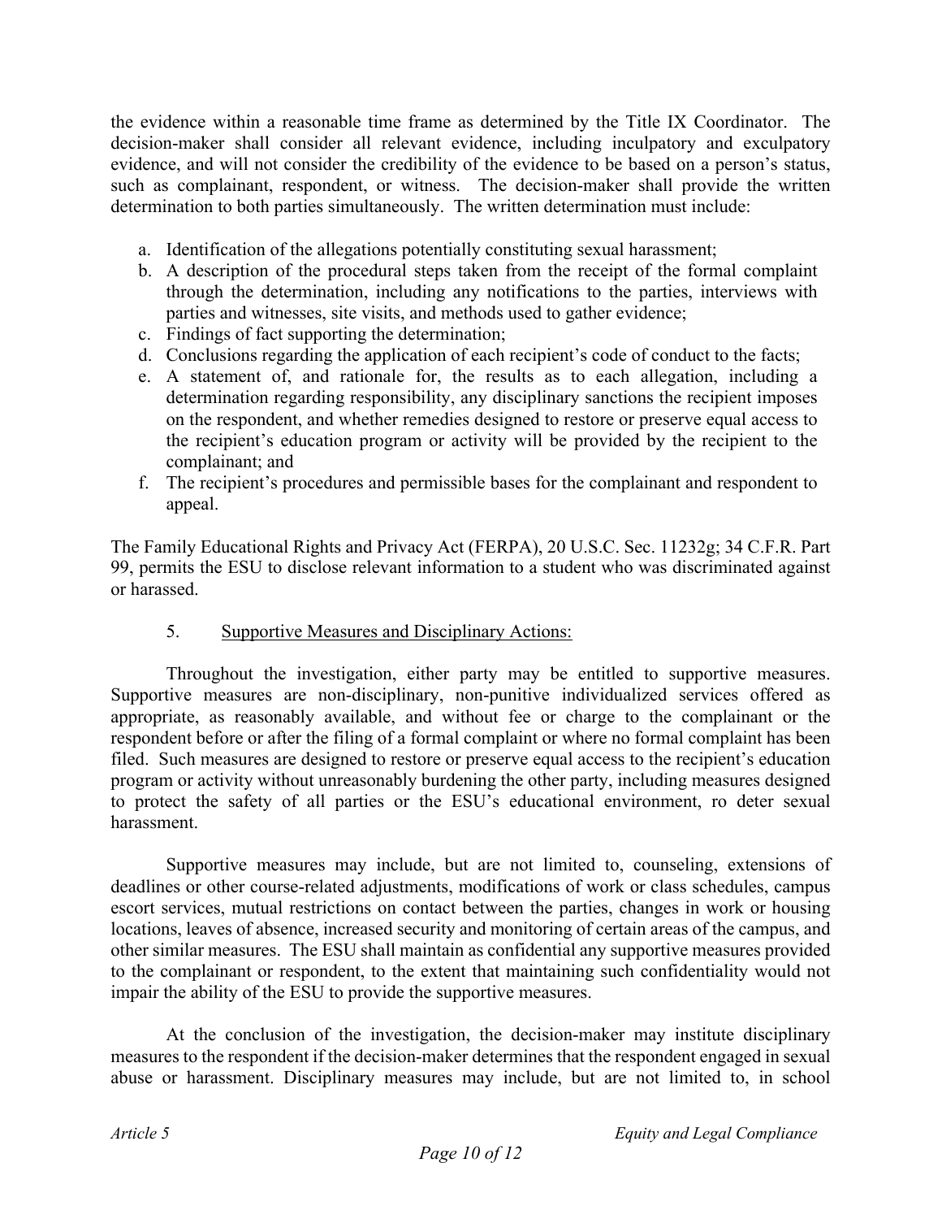the evidence within a reasonable time frame as determined by the Title IX Coordinator. The decision-maker shall consider all relevant evidence, including inculpatory and exculpatory evidence, and will not consider the credibility of the evidence to be based on a person's status, such as complainant, respondent, or witness. The decision-maker shall provide the written determination to both parties simultaneously. The written determination must include:

a. Identification of the allegations potentially constituting sexual harassment;
b. A description of the procedural steps taken from the receipt of the formal complaint through the determination, including any notifications to the parties, interviews with parties and witnesses, site visits, and methods used to gather evidence;
c. Findings of fact supporting the determination;
d. Conclusions regarding the application of each recipient's code of conduct to the facts;
e. A statement of, and rationale for, the results as to each allegation, including a determination regarding responsibility, any disciplinary sanctions the recipient imposes on the respondent, and whether remedies designed to restore or preserve equal access to the recipient's education program or activity will be provided by the recipient to the complainant; and
f. The recipient's procedures and permissible bases for the complainant and respondent to appeal.

The Family Educational Rights and Privacy Act (FERPA), 20 U.S.C. Sec. 11232g; 34 C.F.R. Part 99, permits the ESU to disclose relevant information to a student who was discriminated against or harassed.

5. Supportive Measures and Disciplinary Actions:

Throughout the investigation, either party may be entitled to supportive measures. Supportive measures are non-disciplinary, non-punitive individualized services offered as appropriate, as reasonably available, and without fee or charge to the complainant or the respondent before or after the filing of a formal complaint or where no formal complaint has been filed. Such measures are designed to restore or preserve equal access to the recipient's education program or activity without unreasonably burdening the other party, including measures designed to protect the safety of all parties or the ESU's educational environment, ro deter sexual harassment.

Supportive measures may include, but are not limited to, counseling, extensions of deadlines or other course-related adjustments, modifications of work or class schedules, campus escort services, mutual restrictions on contact between the parties, changes in work or housing locations, leaves of absence, increased security and monitoring of certain areas of the campus, and other similar measures. The ESU shall maintain as confidential any supportive measures provided to the complainant or respondent, to the extent that maintaining such confidentiality would not impair the ability of the ESU to provide the supportive measures.

At the conclusion of the investigation, the decision-maker may institute disciplinary measures to the respondent if the decision-maker determines that the respondent engaged in sexual abuse or harassment. Disciplinary measures may include, but are not limited to, in school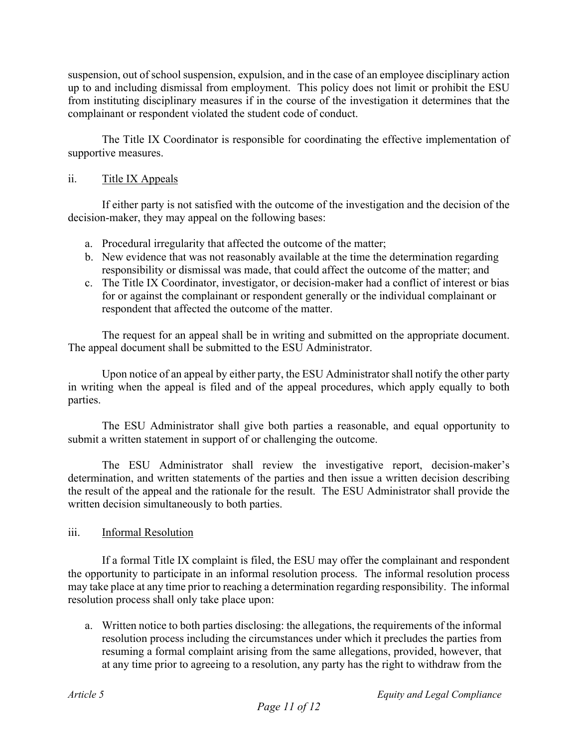suspension, out of school suspension, expulsion, and in the case of an employee disciplinary action up to and including dismissal from employment. This policy does not limit or prohibit the ESU from instituting disciplinary measures if in the course of the investigation it determines that the complainant or respondent violated the student code of conduct.

The Title IX Coordinator is responsible for coordinating the effective implementation of supportive measures.

ii. Title IX Appeals

If either party is not satisfied with the outcome of the investigation and the decision of the decision-maker, they may appeal on the following bases:

a. Procedural irregularity that affected the outcome of the matter;
b. New evidence that was not reasonably available at the time the determination regarding responsibility or dismissal was made, that could affect the outcome of the matter; and
c. The Title IX Coordinator, investigator, or decision-maker had a conflict of interest or bias for or against the complainant or respondent generally or the individual complainant or respondent that affected the outcome of the matter.

The request for an appeal shall be in writing and submitted on the appropriate document. The appeal document shall be submitted to the ESU Administrator.

Upon notice of an appeal by either party, the ESU Administrator shall notify the other party in writing when the appeal is filed and of the appeal procedures, which apply equally to both parties.

The ESU Administrator shall give both parties a reasonable, and equal opportunity to submit a written statement in support of or challenging the outcome.

The ESU Administrator shall review the investigative report, decision-maker's determination, and written statements of the parties and then issue a written decision describing the result of the appeal and the rationale for the result. The ESU Administrator shall provide the written decision simultaneously to both parties.

iii. Informal Resolution

If a formal Title IX complaint is filed, the ESU may offer the complainant and respondent the opportunity to participate in an informal resolution process. The informal resolution process may take place at any time prior to reaching a determination regarding responsibility. The informal resolution process shall only take place upon:

a. Written notice to both parties disclosing: the allegations, the requirements of the informal resolution process including the circumstances under which it precludes the parties from resuming a formal complaint arising from the same allegations, provided, however, that at any time prior to agreeing to a resolution, any party has the right to withdraw from the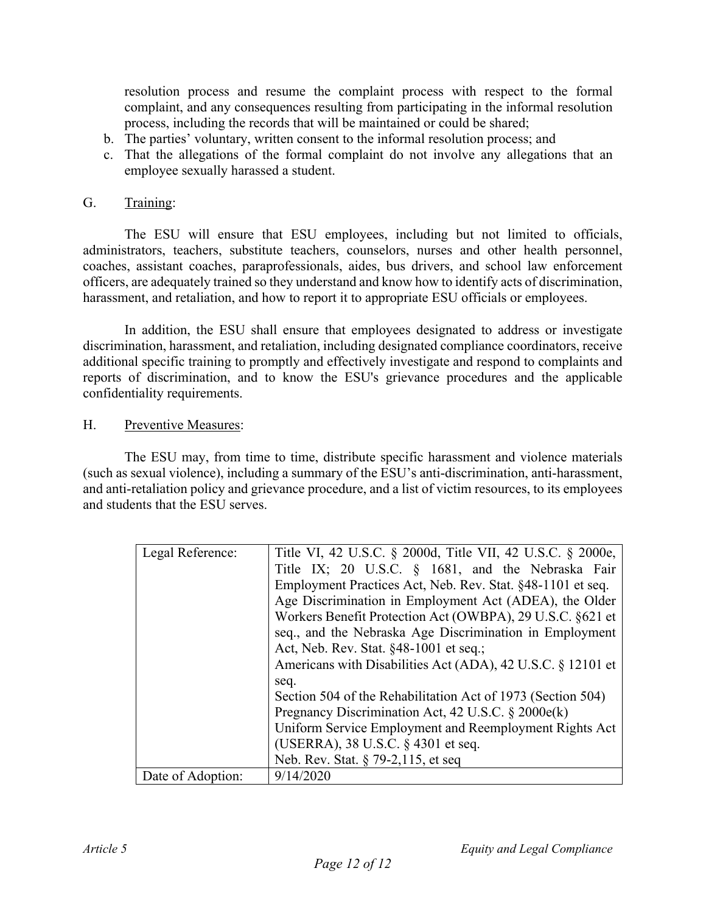resolution process and resume the complaint process with respect to the formal complaint, and any consequences resulting from participating in the informal resolution process, including the records that will be maintained or could be shared;

b. The parties' voluntary, written consent to the informal resolution process; and
c. That the allegations of the formal complaint do not involve any allegations that an employee sexually harassed a student.

G. Training:

The ESU will ensure that ESU employees, including but not limited to officials, administrators, teachers, substitute teachers, counselors, nurses and other health personnel, coaches, assistant coaches, paraprofessionals, aides, bus drivers, and school law enforcement officers, are adequately trained so they understand and know how to identify acts of discrimination, harassment, and retaliation, and how to report it to appropriate ESU officials or employees.

In addition, the ESU shall ensure that employees designated to address or investigate discrimination, harassment, and retaliation, including designated compliance coordinators, receive additional specific training to promptly and effectively investigate and respond to complaints and reports of discrimination, and to know the ESU's grievance procedures and the applicable confidentiality requirements.

H. Preventive Measures:

The ESU may, from time to time, distribute specific harassment and violence materials (such as sexual violence), including a summary of the ESU's anti-discrimination, anti-harassment, and anti-retaliation policy and grievance procedure, and a list of victim resources, to its employees and students that the ESU serves.

| | |
|---|---|
| Legal Reference: | Title VI, 42 U.S.C. § 2000d, Title VII, 42 U.S.C. § 2000e, Title IX; 20 U.S.C. § 1681, and the Nebraska Fair Employment Practices Act, Neb. Rev. Stat. §48-1101 et seq. Age Discrimination in Employment Act (ADEA), the Older Workers Benefit Protection Act (OWBPA), 29 U.S.C. §621 et seq., and the Nebraska Age Discrimination in Employment Act, Neb. Rev. Stat. §48-1001 et seq.; Americans with Disabilities Act (ADA), 42 U.S.C. § 12101 et seq. Section 504 of the Rehabilitation Act of 1973 (Section 504) Pregnancy Discrimination Act, 42 U.S.C. § 2000e(k) Uniform Service Employment and Reemployment Rights Act (USERRA), 38 U.S.C. § 4301 et seq. Neb. Rev. Stat. § 79-2,115, et seq |
| Date of Adoption: | 9/14/2020 |